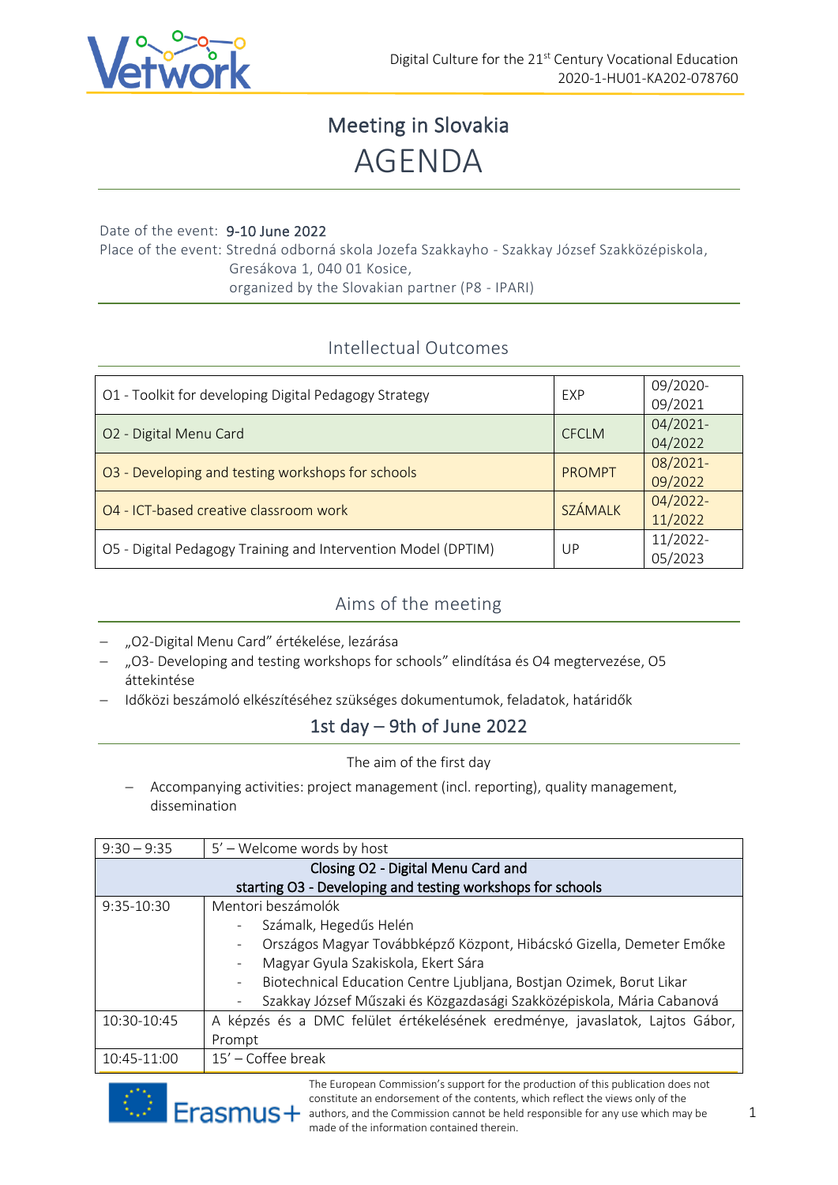# Meeting in Slovakia

# AGENDA

Date of the event: **9-10 June 2022**

Place of the event: Stredná odborná skola Jozefa Szakkayho - Szakkay József Szakközépiskola, Gresákova 1, 040 01 Kosice, organized by the Slovakian partner (P8 - IPARI)

## Intellectual Outcomes

| | | |
|---|---|---|
| O1 - Toolkit for developing Digital Pedagogy Strategy | EXP | 09/2020-09/2021 |
| O2 - Digital Menu Card | CFCLM | 04/2021-04/2022 |
| O3 - Developing and testing workshops for schools | PROMPT | 08/2021-09/2022 |
| O4 - ICT-based creative classroom work | SZÁMALK | 04/2022-11/2022 |
| O5 - Digital Pedagogy Training and Intervention Model (DPTIM) | UP | 11/2022-05/2023 |

## Aims of the meeting

- „O2-Digital Menu Card" értékelése, lezárása
- „O3- Developing and testing workshops for schools" elindítása és O4 megtervezése, O5 áttekintése
- Időközi beszámoló elkészítéséhez szükséges dokumentumok, feladatok, határidők

## 1st day – 9th of June 2022

The aim of the first day

- Accompanying activities: project management (incl. reporting), quality management, dissemination

| | |
|---|---|
| 9:30 – 9:35 | 5' – Welcome words by host |
| **Closing O2 - Digital Menu Card and starting O3 - Developing and testing workshops for schools** | |
| 9:35-10:30 | Mentori beszámolók<br>- Számalk, Hegedűs Helén<br>- Országos Magyar Továbbképző Központ, Hibácskó Gizella, Demeter Emőke<br>- Magyar Gyula Szakiskola, Ekert Sára<br>- Biotechnical Education Centre Ljubljana, Bostjan Ozimek, Borut Likar<br>- Szakkay József Műszaki és Közgazdasági Szakközépiskola, Mária Cabanová |
| 10:30-10:45 | A képzés és a DMC felület értékelésének eredménye, javaslatok, Lajtos Gábor, Prompt |
| 10:45-11:00 | 15' – Coffee break |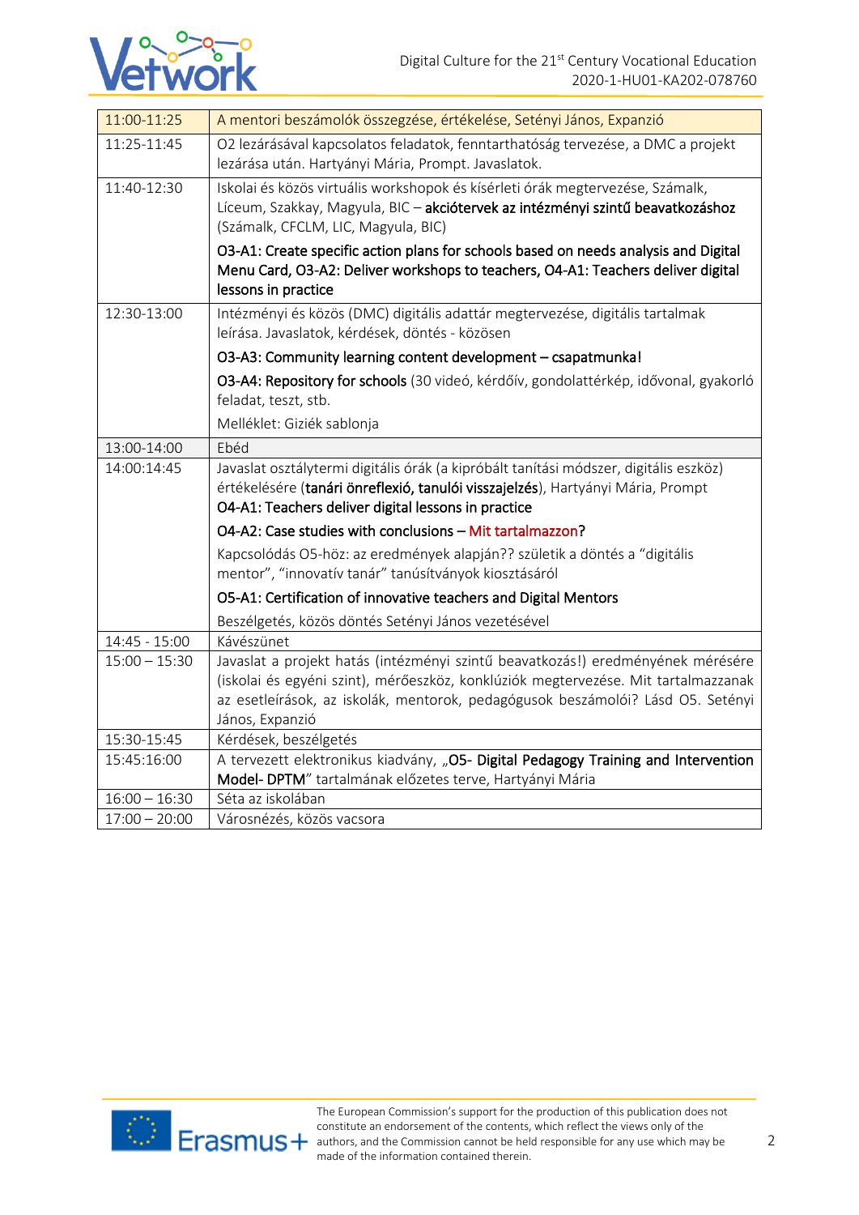| | |
|---|---|
| 11:00-11:25 | A mentori beszámolók összegzése, értékelése, Setényi János, Expanzió |
| 11:25-11:45 | O2 lezárásával kapcsolatos feladatok, fenntarthatóság tervezése, a DMC a projekt lezárása után. Hartyányi Mária, Prompt. Javaslatok. |
| 11:40-12:30 | Iskolai és közös virtuális workshopok és kísérleti órák megtervezése, Számalk, Líceum, Szakkay, Magyula, BIC – **akciótervek az intézményi szintű beavatkozáshoz** (Számalk, CFCLM, LIC, Magyula, BIC)<br><br>**O3-A1: Create specific action plans for schools based on needs analysis and Digital Menu Card, O3-A2: Deliver workshops to teachers, O4-A1: Teachers deliver digital lessons in practice** |
| 12:30-13:00 | Intézményi és közös (DMC) digitális adattár megtervezése, digitális tartalmak leírása. Javaslatok, kérdések, döntés - közösen<br><br>**O3-A3: Community learning content development – csapatmunka!**<br><br>**O3-A4: Repository for schools** (30 videó, kérdőív, gondolattérkép, idővonal, gyakorló feladat, teszt, stb.<br><br>Melléklet: Giziék sablonja |
| 13:00-14:00 | Ebéd |
| 14:00:14:45 | Javaslat osztálytermi digitális órák (a kipróbált tanítási módszer, digitális eszköz) értékelésére (**tanári önreflexió, tanulói visszajelzés**), Hartyányi Mária, Prompt<br>**O4-A1: Teachers deliver digital lessons in practice**<br><br>**O4-A2: Case studies with conclusions – Mit tartalmazzon?**<br><br>Kapcsolódás O5-höz: az eredmények alapján?? születik a döntés a "digitális mentor", "innovatív tanár" tanúsítványok kiosztásáról<br><br>**O5-A1: Certification of innovative teachers and Digital Mentors**<br><br>Beszélgetés, közös döntés Setényi János vezetésével |
| 14:45 - 15:00 | Kávészünet |
| 15:00 – 15:30 | Javaslat a projekt hatás (intézményi szintű beavatkozás!) eredményének mérésére (iskolai és egyéni szint), mérőeszköz, konklúziók megtervezése. Mit tartalmazzanak az esetleírások, az iskolák, mentorok, pedagógusok beszámolói? Lásd O5. Setényi János, Expanzió |
| 15:30-15:45 | Kérdések, beszélgetés |
| 15:45:16:00 | A tervezett elektronikus kiadvány, „**O5- Digital Pedagogy Training and Intervention Model- DPTM**" tartalmának előzetes terve, Hartyányi Mária |
| 16:00 – 16:30 | Séta az iskolában |
| 17:00 – 20:00 | Városnézés, közös vacsora |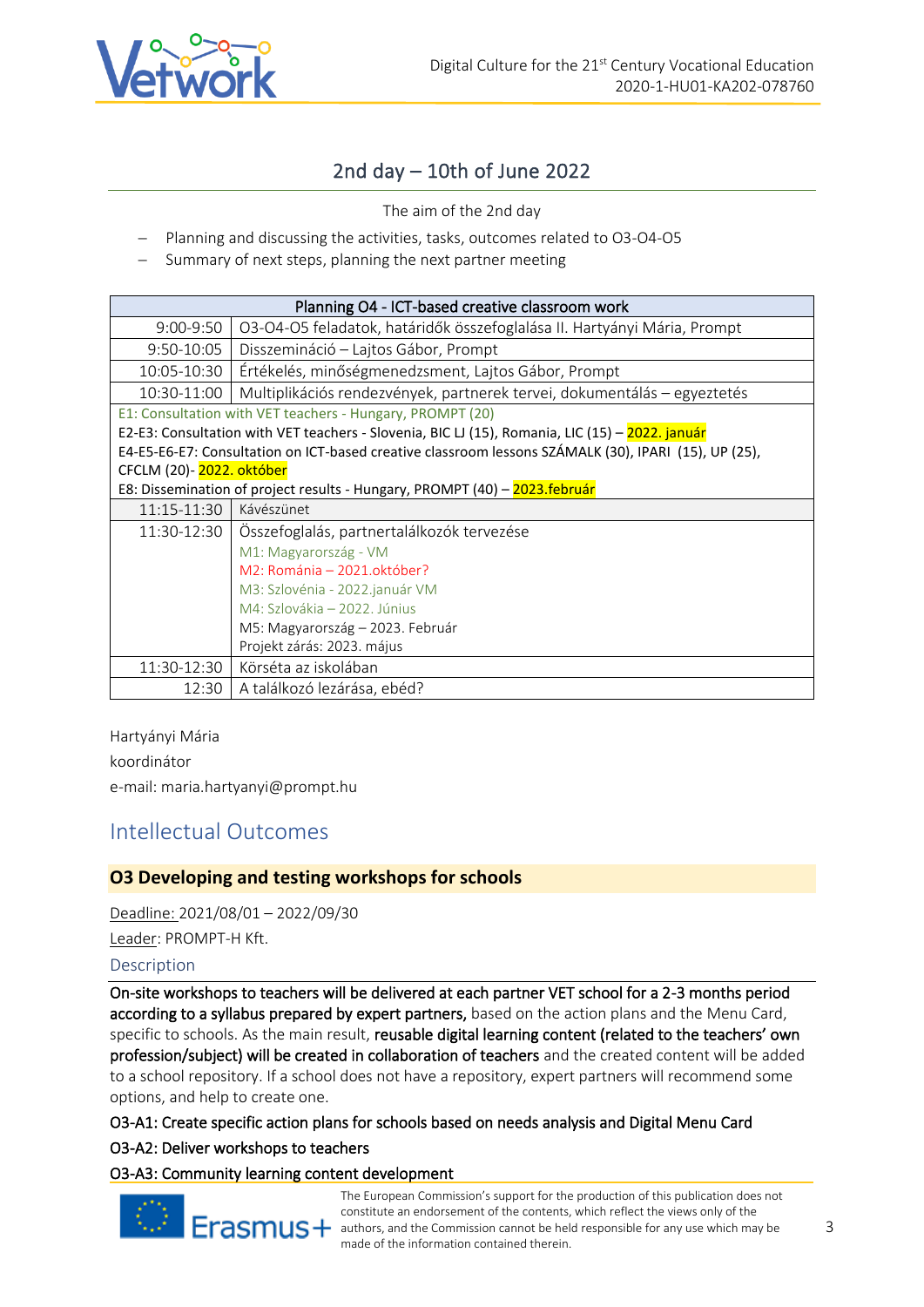## 2nd day – 10th of June 2022

The aim of the 2nd day

- Planning and discussing the activities, tasks, outcomes related to O3-O4-O5
- Summary of next steps, planning the next partner meeting

| Planning O4 - ICT-based creative classroom work | |
|---|---|
| 9:00-9:50 | O3-O4-O5 feladatok, határidők összefoglalása II. Hartyányi Mária, Prompt |
| 9:50-10:05 | Disszemináció – Lajtos Gábor, Prompt |
| 10:05-10:30 | Értékelés, minőségmenedzsment, Lajtos Gábor, Prompt |
| 10:30-11:00 | Multiplikációs rendezvények, partnerek tervei, dokumentálás – egyeztetés |
| E1: Consultation with VET teachers - Hungary, PROMPT (20)<br>E2-E3: Consultation with VET teachers - Slovenia, BIC LJ (15), Romania, LIC (15) – 2022. január<br>E4-E5-E6-E7: Consultation on ICT-based creative classroom lessons SZÁMALK (30), IPARI (15), UP (25), CFCLM (20)- 2022. október<br>E8: Dissemination of project results - Hungary, PROMPT (40) – 2023.február | |
| 11:15-11:30 | Kávészünet |
| 11:30-12:30 | Összefoglalás, partnertalálkozók tervezése<br>M1: Magyarország - VM<br>M2: Románia – 2021.október?<br>M3: Szlovénia - 2022.január VM<br>M4: Szlovákia – 2022. Június<br>M5: Magyarország – 2023. Február<br>Projekt zárás: 2023. május |
| 11:30-12:30 | Körséta az iskolában |
| 12:30 | A találkozó lezárása, ebéd? |

Hartyányi Mária

koordinátor

e-mail: maria.hartyanyi@prompt.hu

# Intellectual Outcomes

## O3 Developing and testing workshops for schools

Deadline: 2021/08/01 – 2022/09/30

Leader: PROMPT-H Kft.

### Description

**On-site workshops to teachers will be delivered at each partner VET school for a 2-3 months period according to a syllabus prepared by expert partners,** based on the action plans and the Menu Card, specific to schools. As the main result, **reusable digital learning content (related to the teachers' own profession/subject) will be created in collaboration of teachers** and the created content will be added to a school repository. If a school does not have a repository, expert partners will recommend some options, and help to create one.

**O3-A1: Create specific action plans for schools based on needs analysis and Digital Menu Card**

**O3-A2: Deliver workshops to teachers**

**O3-A3: Community learning content development**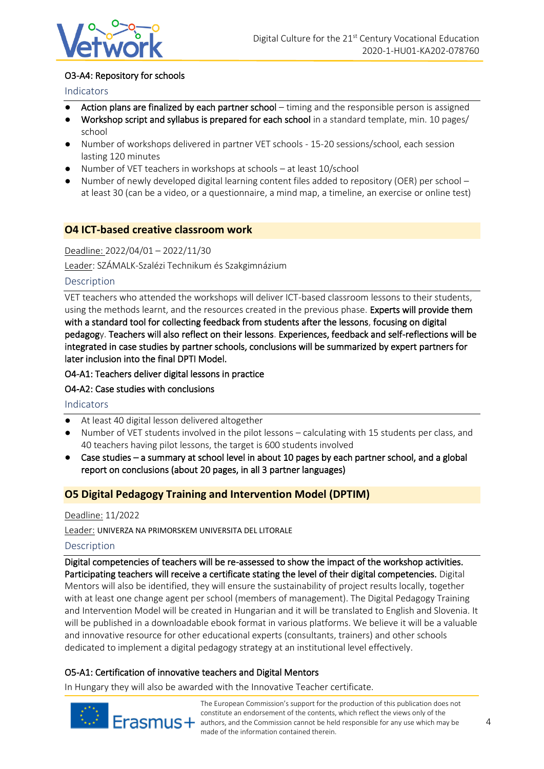O3-A4: Repository for schools

Indicators

- **Action plans are finalized by each partner school** – timing and the responsible person is assigned
- **Workshop script and syllabus is prepared for each school** in a standard template, min. 10 pages/ school
- Number of workshops delivered in partner VET schools - 15-20 sessions/school, each session lasting 120 minutes
- Number of VET teachers in workshops at schools – at least 10/school
- Number of newly developed digital learning content files added to repository (OER) per school – at least 30 (can be a video, or a questionnaire, a mind map, a timeline, an exercise or online test)

## O4 ICT-based creative classroom work

Deadline: 2022/04/01 – 2022/11/30

Leader: SZÁMALK-Szalézi Technikum és Szakgimnázium

Description

VET teachers who attended the workshops will deliver ICT-based classroom lessons to their students, using the methods learnt, and the resources created in the previous phase. **Experts will provide them with a standard tool for collecting feedback from students after the lessons**, **focusing on digital pedagog**y. **Teachers will also reflect on their lessons**. **Experiences, feedback and self-reflections will be integrated in case studies by partner schools, conclusions will be summarized by expert partners for later inclusion into the final DPTI Model.**

O4-A1: Teachers deliver digital lessons in practice

O4-A2: Case studies with conclusions

Indicators

- At least 40 digital lesson delivered altogether
- Number of VET students involved in the pilot lessons – calculating with 15 students per class, and 40 teachers having pilot lessons, the target is 600 students involved
- **Case studies – a summary at school level in about 10 pages by each partner school, and a global report on conclusions (about 20 pages, in all 3 partner languages)**

## O5 Digital Pedagogy Training and Intervention Model (DPTIM)

Deadline: 11/2022

Leader: UNIVERZA NA PRIMORSKEM UNIVERSITA DEL LITORALE

Description

**Digital competencies of teachers will be re-assessed to show the impact of the workshop activities. Participating teachers will receive a certificate stating the level of their digital competencies.** Digital Mentors will also be identified, they will ensure the sustainability of project results locally, together with at least one change agent per school (members of management). The Digital Pedagogy Training and Intervention Model will be created in Hungarian and it will be translated to English and Slovenia. It will be published in a downloadable ebook format in various platforms. We believe it will be a valuable and innovative resource for other educational experts (consultants, trainers) and other schools dedicated to implement a digital pedagogy strategy at an institutional level effectively.

O5-A1: Certification of innovative teachers and Digital Mentors

In Hungary they will also be awarded with the Innovative Teacher certificate.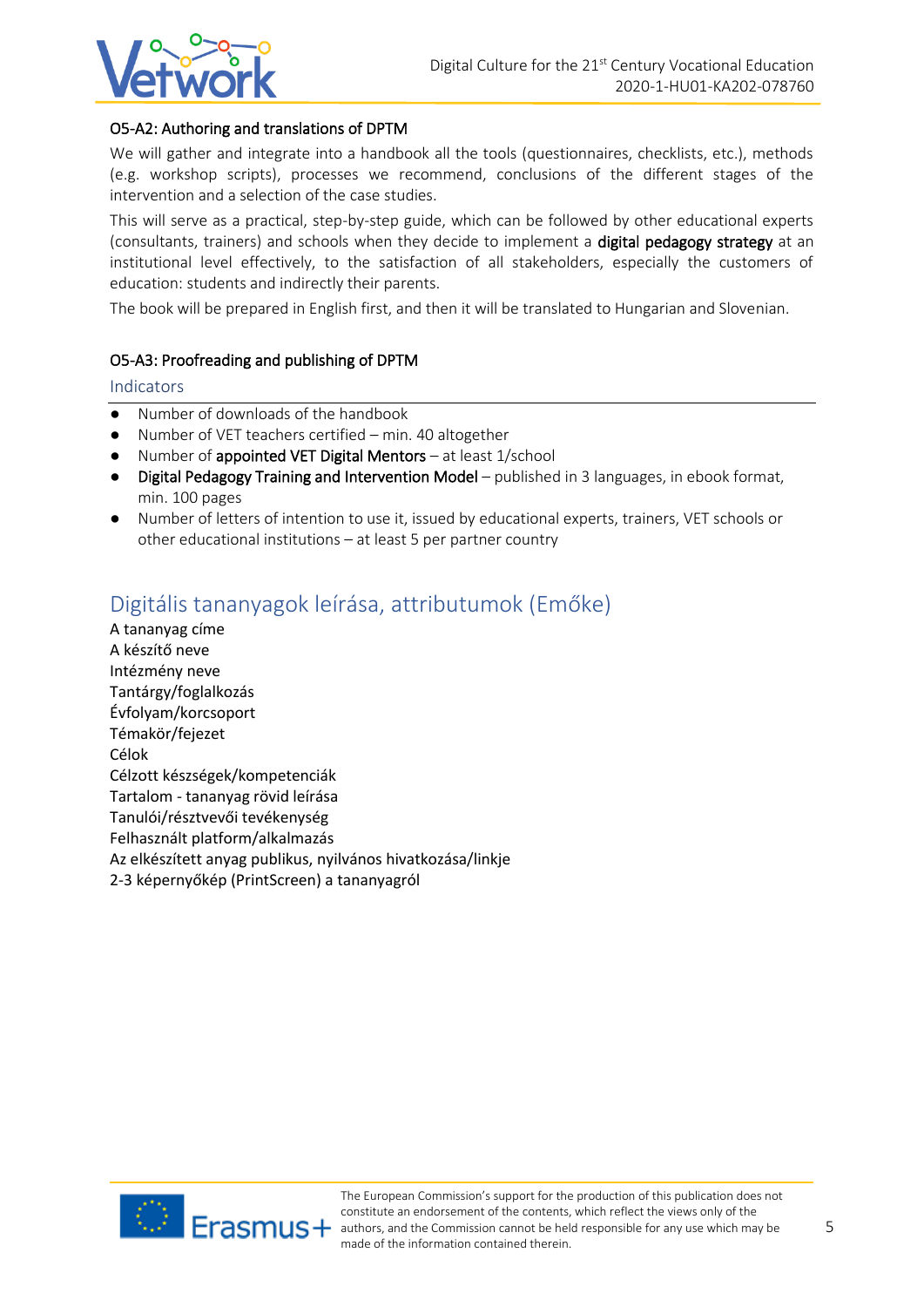### O5-A2: Authoring and translations of DPTM

We will gather and integrate into a handbook all the tools (questionnaires, checklists, etc.), methods (e.g. workshop scripts), processes we recommend, conclusions of the different stages of the intervention and a selection of the case studies.

This will serve as a practical, step-by-step guide, which can be followed by other educational experts (consultants, trainers) and schools when they decide to implement a **digital pedagogy strategy** at an institutional level effectively, to the satisfaction of all stakeholders, especially the customers of education: students and indirectly their parents.

The book will be prepared in English first, and then it will be translated to Hungarian and Slovenian.

### O5-A3: Proofreading and publishing of DPTM

#### Indicators

- Number of downloads of the handbook
- Number of VET teachers certified – min. 40 altogether
- Number of **appointed VET Digital Mentors** – at least 1/school
- **Digital Pedagogy Training and Intervention Model** – published in 3 languages, in ebook format, min. 100 pages
- Number of letters of intention to use it, issued by educational experts, trainers, VET schools or other educational institutions – at least 5 per partner country

## Digitális tananyagok leírása, attributumok (Emőke)

A tananyag címe
A készítő neve
Intézmény neve
Tantárgy/foglalkozás
Évfolyam/korcsoport
Témakör/fejezet
Célok
Célzott készségek/kompetenciák
Tartalom - tananyag rövid leírása
Tanulói/résztvevői tevékenység
Felhasznált platform/alkalmazás
Az elkészített anyag publikus, nyilvános hivatkozása/linkje
2-3 képernyőkép (PrintScreen) a tananyagról